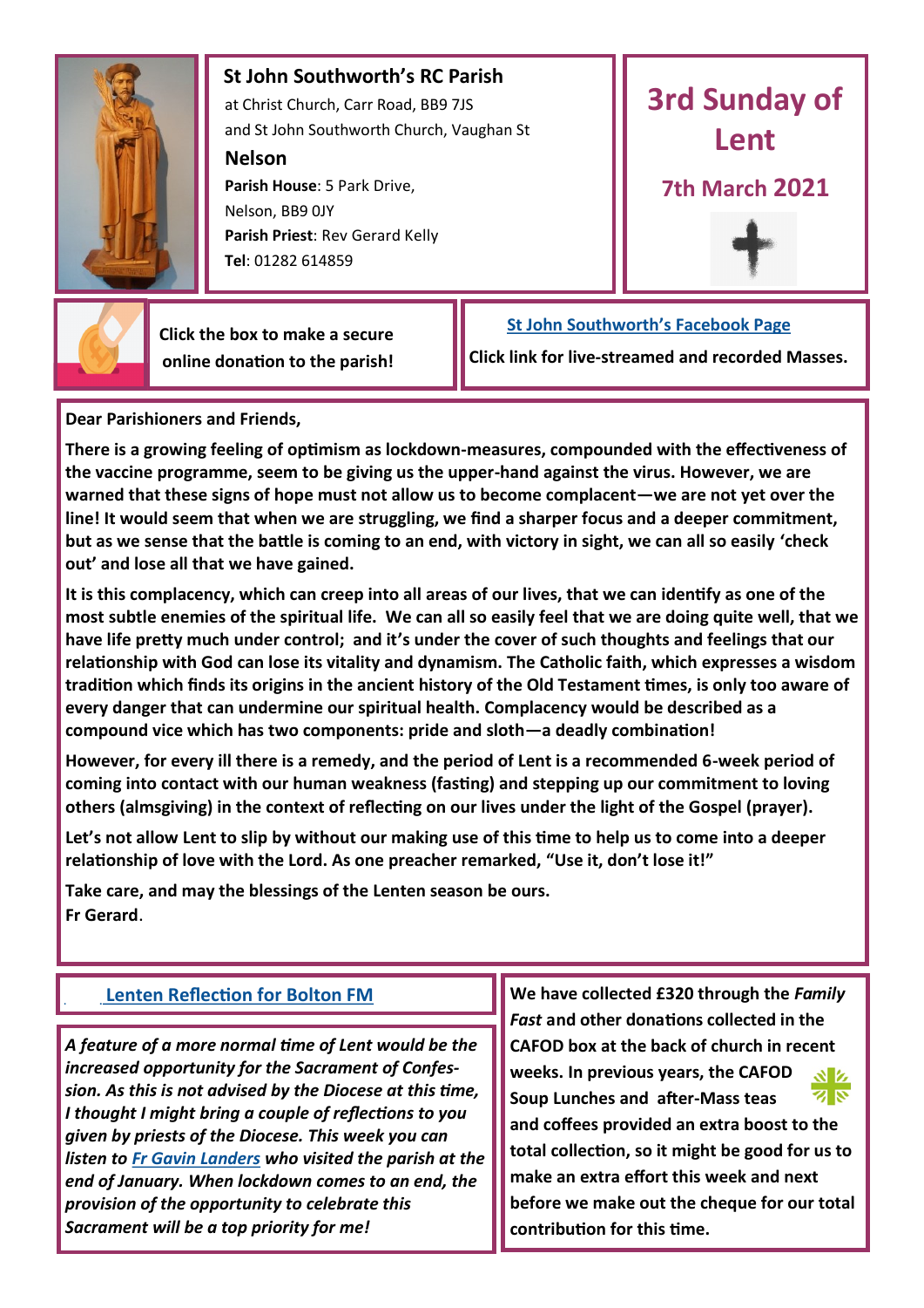## St John Southworth's RC Parish

at Christ Church, Carr Road, BB9 7JS
and St John Southworth Church, Vaughan St

**Nelson**

**Parish House**: 5 Park Drive, Nelson, BB9 0JY
**Parish Priest**: Rev Gerard Kelly
**Tel**: 01282 614859

# 3rd Sunday of Lent

## 7th March 2021

**Click the box to make a secure online donation to the parish!**

**St John Southworth's Facebook Page**

**Click link for live-streamed and recorded Masses.**

**Dear Parishioners and Friends,**

**There is a growing feeling of optimism as lockdown-measures, compounded with the effectiveness of the vaccine programme, seem to be giving us the upper-hand against the virus. However, we are warned that these signs of hope must not allow us to become complacent—we are not yet over the line! It would seem that when we are struggling, we find a sharper focus and a deeper commitment, but as we sense that the battle is coming to an end, with victory in sight, we can all so easily 'check out' and lose all that we have gained.**

**It is this complacency, which can creep into all areas of our lives, that we can identify as one of the most subtle enemies of the spiritual life. We can all so easily feel that we are doing quite well, that we have life pretty much under control; and it's under the cover of such thoughts and feelings that our relationship with God can lose its vitality and dynamism. The Catholic faith, which expresses a wisdom tradition which finds its origins in the ancient history of the Old Testament times, is only too aware of every danger that can undermine our spiritual health. Complacency would be described as a compound vice which has two components: pride and sloth—a deadly combination!**

**However, for every ill there is a remedy, and the period of Lent is a recommended 6-week period of coming into contact with our human weakness (fasting) and stepping up our commitment to loving others (almsgiving) in the context of reflecting on our lives under the light of the Gospel (prayer).**

**Let's not allow Lent to slip by without our making use of this time to help us to come into a deeper relationship of love with the Lord. As one preacher remarked, "Use it, don't lose it!"**

**Take care, and may the blessings of the Lenten season be ours.**
**Fr Gerard**.

### Lenten Reflection for Bolton FM

***A feature of a more normal time of Lent would be the increased opportunity for the Sacrament of Confession. As this is not advised by the Diocese at this time, I thought I might bring a couple of reflections to you given by priests of the Diocese. This week you can listen to Fr Gavin Landers who visited the parish at the end of January. When lockdown comes to an end, the provision of the opportunity to celebrate this Sacrament will be a top priority for me!***

**We have collected £320 through the *Family Fast* and other donations collected in the CAFOD box at the back of church in recent weeks. In previous years, the CAFOD Soup Lunches and after-Mass teas and coffees provided an extra boost to the total collection, so it might be good for us to make an extra effort this week and next before we make out the cheque for our total contribution for this time.**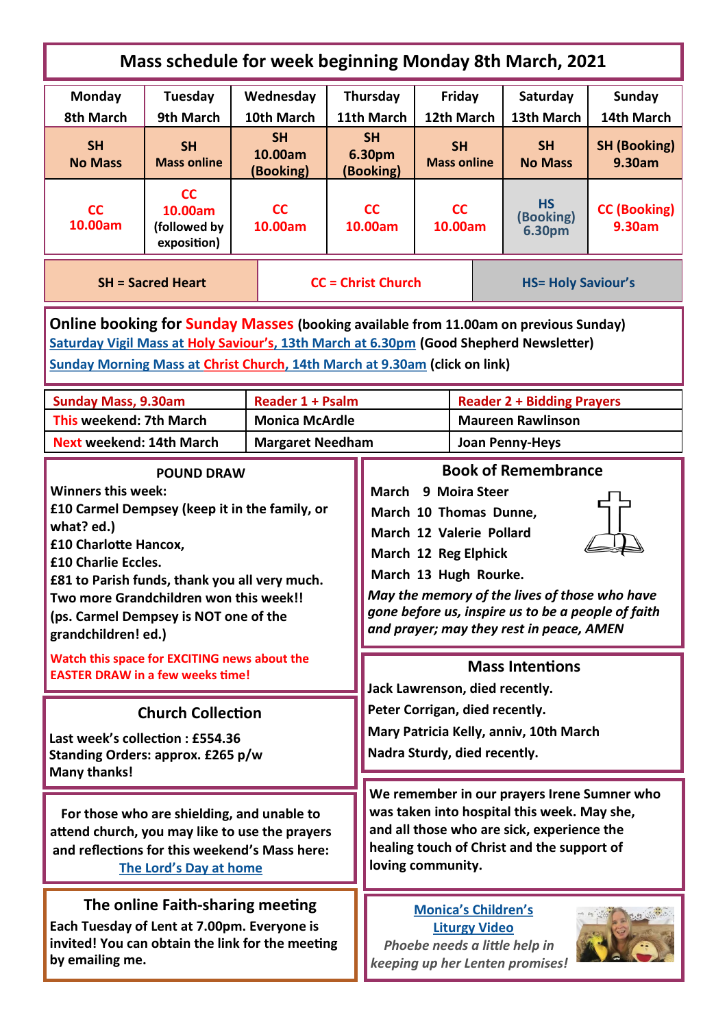## Mass schedule for week beginning Monday 8th March, 2021

| Monday 8th March | Tuesday 9th March | Wednesday 10th March | Thursday 11th March | Friday 12th March | Saturday 13th March | Sunday 14th March |
|---|---|---|---|---|---|---|
| SH No Mass | SH Mass online | SH 10.00am (Booking) | SH 6.30pm (Booking) | SH Mass online | SH No Mass | SH (Booking) 9.30am |
| CC 10.00am | CC 10.00am (followed by exposition) | CC 10.00am | CC 10.00am | CC 10.00am | HS (Booking) 6.30pm | CC (Booking) 9.30am |

SH = Sacred Heart | CC = Christ Church | HS= Holy Saviour's

**Online booking for Sunday Masses (booking available from 11.00am on previous Sunday)**
**Saturday Vigil Mass at Holy Saviour's, 13th March at 6.30pm (Good Shepherd Newsletter)**
**Sunday Morning Mass at Christ Church, 14th March at 9.30am (click on link)**

| Sunday Mass, 9.30am | Reader 1 + Psalm | Reader 2 + Bidding Prayers |
|---|---|---|
| This weekend: 7th March | Monica McArdle | Maureen Rawlinson |
| Next weekend: 14th March | Margaret Needham | Joan Penny-Heys |

### POUND DRAW

**Winners this week:**
**£10 Carmel Dempsey (keep it in the family, or what? ed.)**
**£10 Charlotte Hancox,**
**£10 Charlie Eccles.**
**£81 to Parish funds, thank you all very much.**
**Two more Grandchildren won this week!!**
**(ps. Carmel Dempsey is NOT one of the grandchildren! ed.)**

**Watch this space for EXCITING news about the EASTER DRAW in a few weeks time!**

### Church Collection

**Last week's collection : £554.36**
**Standing Orders: approx. £265 p/w**
**Many thanks!**

**For those who are shielding, and unable to attend church, you may like to use the prayers and reflections for this weekend's Mass here:**
**The Lord's Day at home**

### The online Faith-sharing meeting

**Each Tuesday of Lent at 7.00pm. Everyone is invited! You can obtain the link for the meeting by emailing me.**

### Book of Remembrance

**March 9 Moira Steer**
**March 10 Thomas Dunne,**
**March 12 Valerie Pollard**
**March 12 Reg Elphick**
**March 13 Hugh Rourke.**

***May the memory of the lives of those who have gone before us, inspire us to be a people of faith and prayer; may they rest in peace, AMEN***

### Mass Intentions

**Jack Lawrenson, died recently.**
**Peter Corrigan, died recently.**
**Mary Patricia Kelly, anniv, 10th March**
**Nadra Sturdy, died recently.**

**We remember in our prayers Irene Sumner who was taken into hospital this week. May she, and all those who are sick, experience the healing touch of Christ and the support of loving community.**

**Monica's Children's Liturgy Video**
*Phoebe needs a little help in keeping up her Lenten promises!*